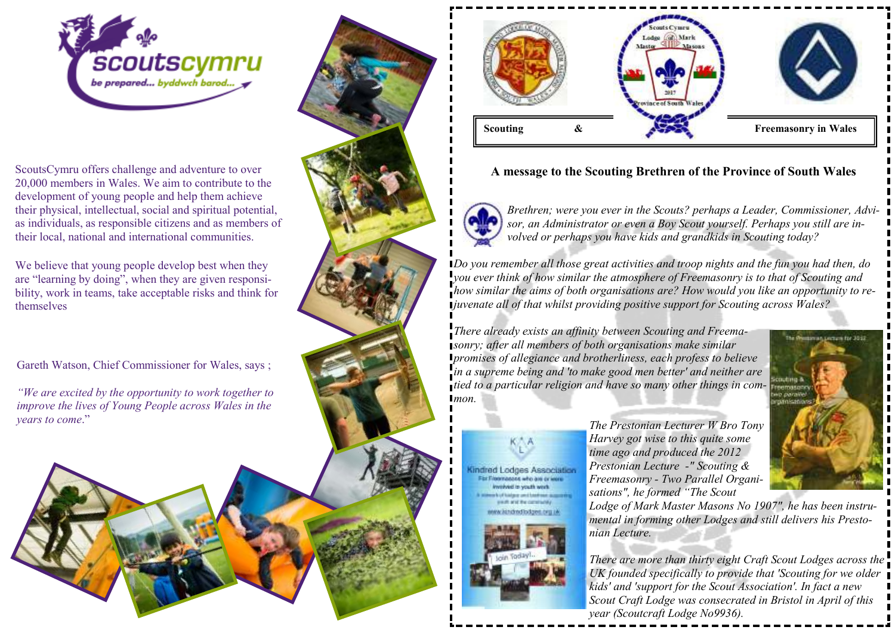ScoutsCymru offers challenge and adventure to over 20,000 members in Wales. We aim to contribute to the development of young people and help them achieve their physical, intellectual, social and spiritual potential, as individuals, as responsible citizens and as members of their local, national and international communities.

We believe that young people develop best when they are "learning by doing", when they are given responsibility, work in teams, take acceptable risks and think for themselves

Gareth Watson, Chief Commissioner for Wales, says ;

*"We are excited by the opportunity to work together to improve the lives of Young People across Wales in the years to come."*

**Scouting & Freemasonry in Wales**

## A message to the Scouting Brethren of the Province of South Wales

*Brethren; were you ever in the Scouts? perhaps a Leader, Commissioner, Advisor, an Administrator or even a Boy Scout yourself. Perhaps you still are involved or perhaps you have kids and grandkids in Scouting today?*

*Do you remember all those great activities and troop nights and the fun you had then, do you ever think of how similar the atmosphere of Freemasonry is to that of Scouting and how similar the aims of both organisations are? How would you like an opportunity to rejuvenate all of that whilst providing positive support for Scouting across Wales?*

*There already exists an affinity between Scouting and Freemasonry; after all members of both organisations make similar promises of allegiance and brotherliness, each profess to believe in a supreme being and 'to make good men better' and neither are tied to a particular religion and have so many other things in common.*

*The Prestonian Lecturer W Bro Tony Harvey got wise to this quite some time ago and produced the 2012 Prestonian Lecture -" Scouting & Freemasonry - Two Parallel Organisations", he formed "The Scout Lodge of Mark Master Masons No 1907", he has been instrumental in forming other Lodges and still delivers his Prestonian Lecture.*

*There are more than thirty eight Craft Scout Lodges across the UK founded specifically to provide that 'Scouting for we older kids' and 'support for the Scout Association'. In fact a new Scout Craft Lodge was consecrated in Bristol in April of this year (Scoutcraft Lodge No9936).*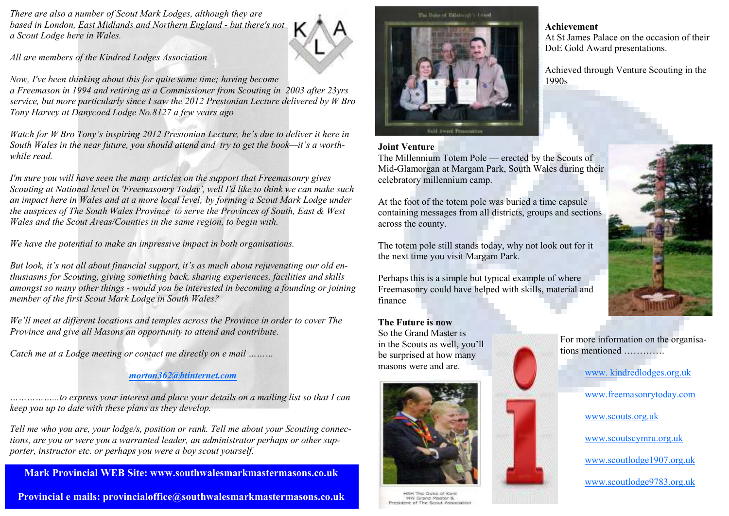*There are also a number of Scout Mark Lodges, although they are based in London, East Midlands and Northern England - but there's not a Scout Lodge here in Wales.*

*All are members of the Kindred Lodges Association*

*Now, I've been thinking about this for quite some time; having become a Freemason in 1994 and retiring as a Commissioner from Scouting in 2003 after 23yrs service, but more particularly since I saw the 2012 Prestonian Lecture delivered by W Bro Tony Harvey at Danycoed Lodge No.8127 a few years ago*

*Watch for W Bro Tony's inspiring 2012 Prestonian Lecture, he's due to deliver it here in South Wales in the near future, you should attend and try to get the book—it's a worthwhile read.*

*I'm sure you will have seen the many articles on the support that Freemasonry gives Scouting at National level in 'Freemasonry Today', well I'd like to think we can make such an impact here in Wales and at a more local level; by forming a Scout Mark Lodge under the auspices of The South Wales Province to serve the Provinces of South, East & West Wales and the Scout Areas/Counties in the same region, to begin with.*

*We have the potential to make an impressive impact in both organisations.*

*But look, it's not all about financial support, it's as much about rejuvenating our old enthusiasms for Scouting, giving something back, sharing experiences, facilities and skills amongst so many other things - would you be interested in becoming a founding or joining member of the first Scout Mark Lodge in South Wales?*

*We'll meet at different locations and temples across the Province in order to cover The Province and give all Masons an opportunity to attend and contribute.*

*Catch me at a Lodge meeting or contact me directly on e mail ………*

***morton362@btinternet.com***

*……………......to express your interest and place your details on a mailing list so that I can keep you up to date with these plans as they develop.*

*Tell me who you are, your lodge/s, position or rank. Tell me about your Scouting connections, are you or were you a warranted leader, an administrator perhaps or other supporter, instructor etc. or perhaps you were a boy scout yourself.*

**Mark Provincial WEB Site: www.southwalesmarkmastermasons.co.uk**

**Provincial e mails: provincialoffice@southwalesmarkmastermasons.co.uk**

**Achievement**

At St James Palace on the occasion of their DoE Gold Award presentations.

Achieved through Venture Scouting in the 1990s

**Joint Venture**

The Millennium Totem Pole — erected by the Scouts of Mid-Glamorgan at Margam Park, South Wales during their celebratory millennium camp.

At the foot of the totem pole was buried a time capsule containing messages from all districts, groups and sections across the county.

The totem pole still stands today, why not look out for it the next time you visit Margam Park.

Perhaps this is a simple but typical example of where Freemasonry could have helped with skills, material and finance

**The Future is now**

So the Grand Master is in the Scouts as well, you'll be surprised at how many masons were and are.

HRH The Duke of Kent
MW Grand Master &
President of The Scout Association

For more information on the organisations mentioned ………….

www. kindredlodges.org.uk

www.freemasonrytoday.com

www.scouts.org.uk

www.scoutscymru.org.uk

www.scoutlodge1907.org.uk

www.scoutlodge9783.org.uk